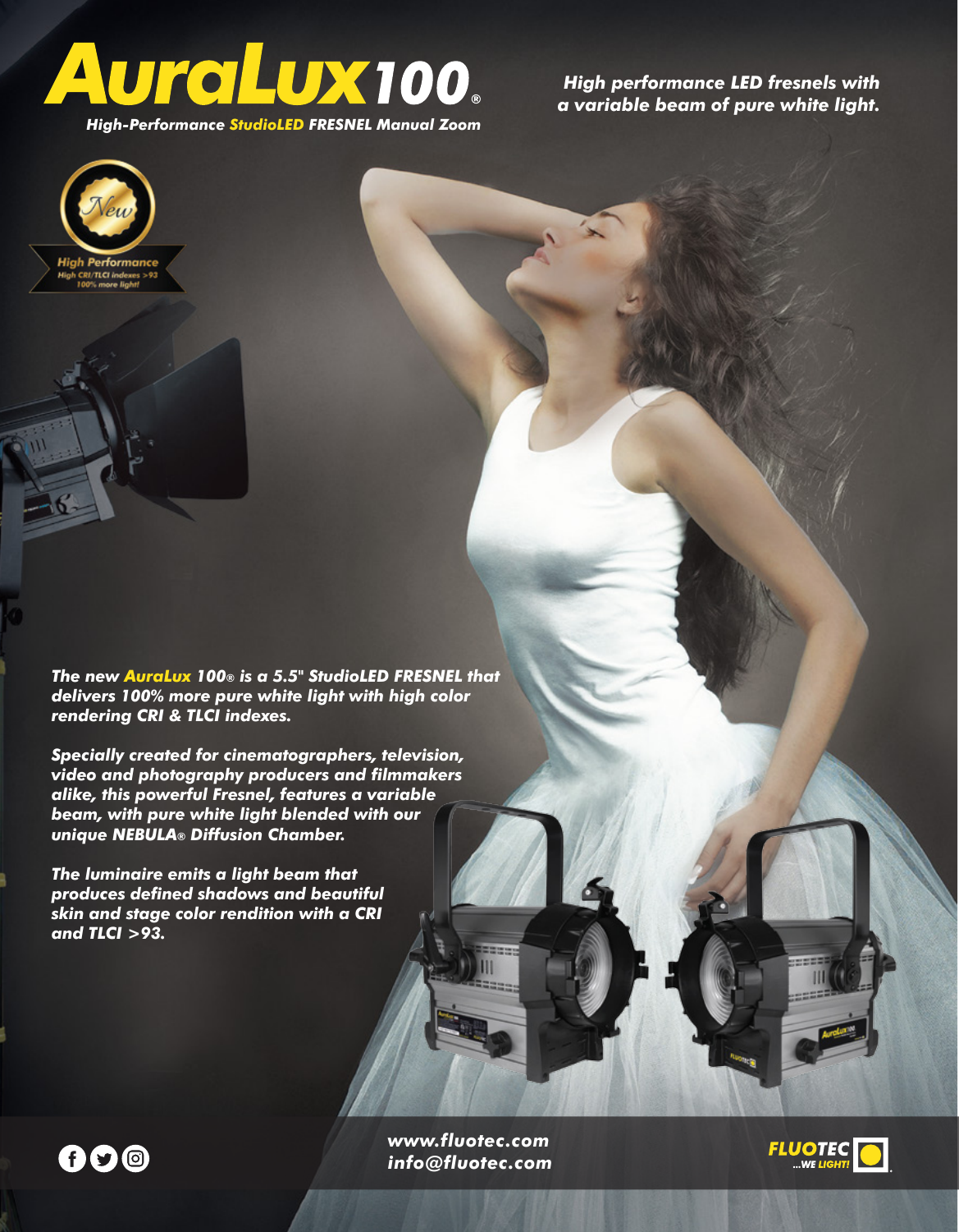# AuraLux 100®

***High-Performance StudioLED FRESNEL Manual Zoom***

***High performance LED fresnels with a variable beam of pure white light.***

New

High Performance
High CRI/TLCI indexes >93
100% more light!

***The new AuraLux 100® is a 5.5" StudioLED FRESNEL that delivers 100% more pure white light with high color rendering CRI & TLCI indexes.***

***Specially created for cinematographers, television, video and photography producers and filmmakers alike, this powerful Fresnel, features a variable beam, with pure white light blended with our unique NEBULA® Diffusion Chamber.***

***The luminaire emits a light beam that produces defined shadows and beautiful skin and stage color rendition with a CRI and TLCI >93.***

***www.fluotec.com***
***info@fluotec.com***

FLUOTEC ...WE LIGHT!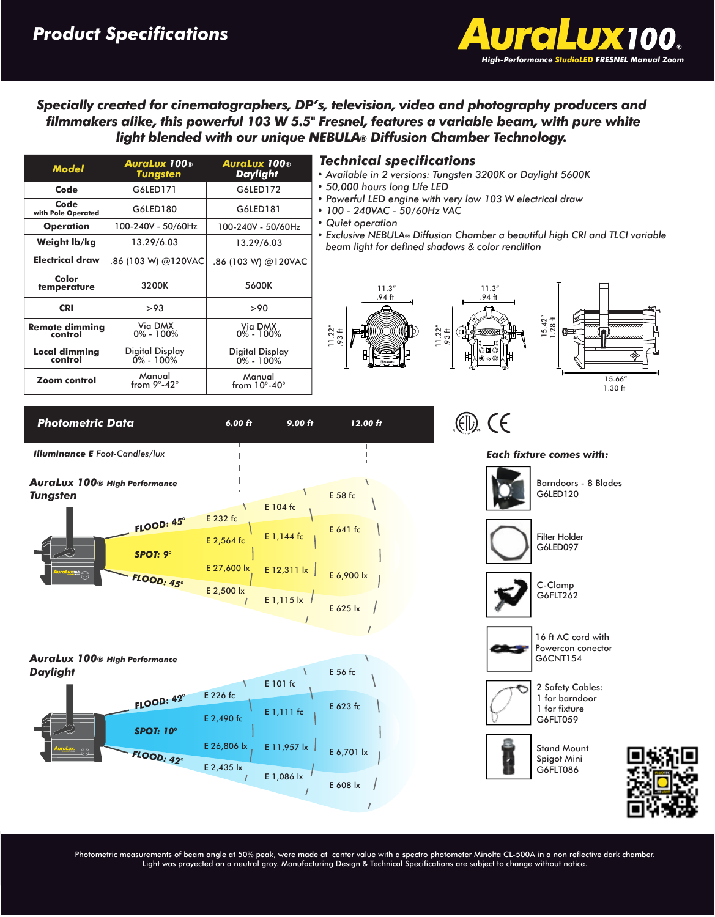# Product Specifications

**AuraLux100®**
*High-Performance StudioLED FRESNEL Manual Zoom*

***Specially created for cinematographers, DP's, television, video and photography producers and filmmakers alike, this powerful 103 W 5.5" Fresnel, features a variable beam, with pure white light blended with our unique NEBULA® Diffusion Chamber Technology.***

| Model | AuraLux 100® Tungsten | AuraLux 100® Daylight |
|---|---|---|
| Code | G6LED171 | G6LED172 |
| Code with Pole Operated | G6LED180 | G6LED181 |
| Operation | 100-240V - 50/60Hz | 100-240V - 50/60Hz |
| Weight lb/kg | 13.29/6.03 | 13.29/6.03 |
| Electrical draw | .86 (103 W) @120VAC | .86 (103 W) @120VAC |
| Color temperature | 3200K | 5600K |
| CRI | >93 | >90 |
| Remote dimming control | Via DMX 0% - 100% | Via DMX 0% - 100% |
| Local dimming control | Digital Display 0% - 100% | Digital Display 0% - 100% |
| Zoom control | Manual from 9°-42° | Manual from 10°-40° |

## Technical specifications

- *Available in 2 versions: Tungsten 3200K or Daylight 5600K*
- *50,000 hours long Life LED*
- *Powerful LED engine with very low 103 W electrical draw*
- *100 - 240VAC - 50/60Hz VAC*
- *Quiet operation*
- *Exclusive NEBULA® Diffusion Chamber a beautiful high CRI and TLCI variable beam light for defined shadows & color rendition*

11.3" .94 ft
11.22" .93 ft
11.3" .94 ft
11.22" .93 ft
15.42" 1.28 ft
15.66" 1.30 ft

## Photometric Data

6.00 ft | 9.00 ft | 12.00 ft

*Illuminance E Foot-Candles/lux*

**AuraLux 100® High Performance Tungsten**

FLOOD: 45°
SPOT: 9°
FLOOD: 45°

E 232 fc
E 2,564 fc
E 27,600 lx
E 2,500 lx
E 104 fc
E 1,144 fc
E 12,311 lx
E 1,115 lx
E 58 fc
E 641 fc
E 6,900 lx
E 625 lx

**AuraLux 100® High Performance Daylight**

FLOOD: 42°
SPOT: 10°
FLOOD: 42°

E 226 fc
E 2,490 fc
E 26,806 lx
E 2,435 lx
E 101 fc
E 1,111 fc
E 11,957 lx
E 1,086 lx
E 56 fc
E 623 fc
E 6,701 lx
E 608 lx

### Each fixture comes with:

- Barndoors - 8 Blades G6LED120
- Filter Holder G6LED097
- C-Clamp G6FLT262
- 16 ft AC cord with Powercon conector G6CNT154
- 2 Safety Cables: 1 for barndoor 1 for fixture G6FLT059
- Stand Mount Spigot Mini G6FLT086

Photometric measurements of beam angle at 50% peak, were made at center value with a spectro photometer Minolta CL-500A in a non reflective dark chamber. Light was projected on a neutral gray. Manufacturing Design & Technical Specifications are subject to change without notice.